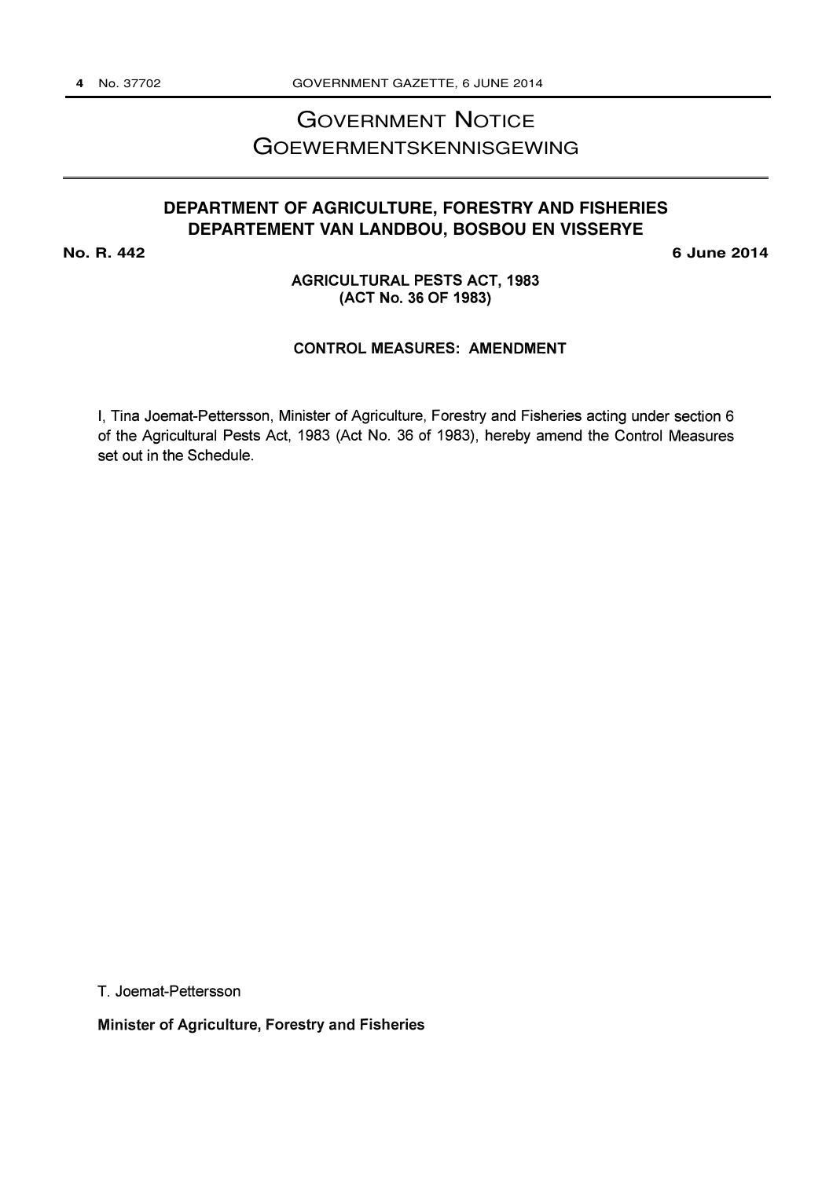# GOVERNMENT NOTICE
# GOEWERMENTSKENNISGEWING

## DEPARTMENT OF AGRICULTURE, FORESTRY AND FISHERIES
## DEPARTEMENT VAN LANDBOU, BOSBOU EN VISSERYE

**No. R. 442** **6 June 2014**

**AGRICULTURAL PESTS ACT, 1983**
**(ACT No. 36 OF 1983)**

**CONTROL MEASURES: AMENDMENT**

I, Tina Joemat-Pettersson, Minister of Agriculture, Forestry and Fisheries acting under section 6 of the Agricultural Pests Act, 1983 (Act No. 36 of 1983), hereby amend the Control Measures set out in the Schedule.

T. Joemat-Pettersson

**Minister of Agriculture, Forestry and Fisheries**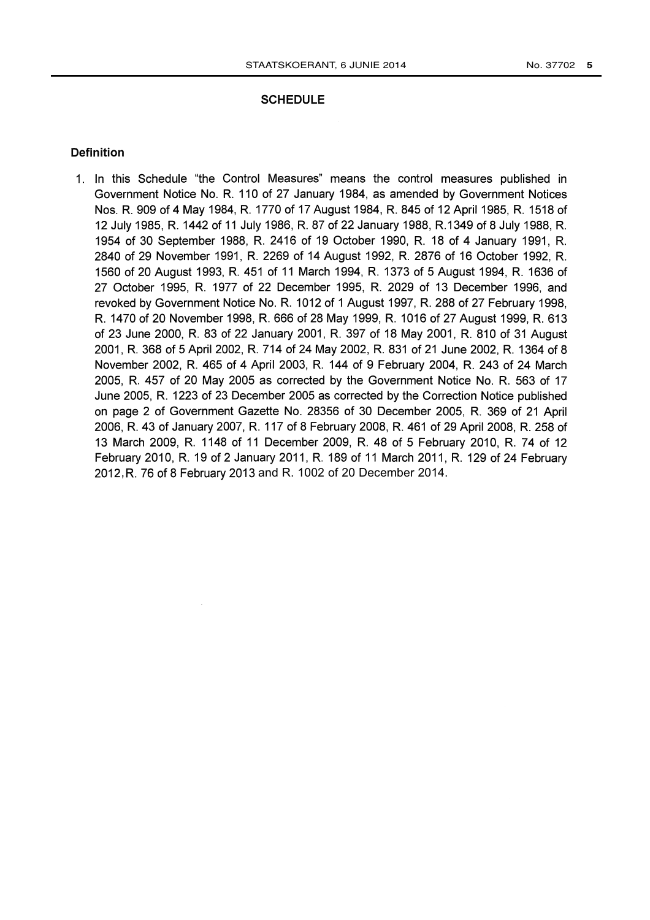## SCHEDULE

### Definition

1. In this Schedule "the Control Measures" means the control measures published in Government Notice No. R. 110 of 27 January 1984, as amended by Government Notices Nos. R. 909 of 4 May 1984, R. 1770 of 17 August 1984, R. 845 of 12 April 1985, R. 1518 of 12 July 1985, R. 1442 of 11 July 1986, R. 87 of 22 January 1988, R.1349 of 8 July 1988, R. 1954 of 30 September 1988, R. 2416 of 19 October 1990, R. 18 of 4 January 1991, R. 2840 of 29 November 1991, R. 2269 of 14 August 1992, R. 2876 of 16 October 1992, R. 1560 of 20 August 1993, R. 451 of 11 March 1994, R. 1373 of 5 August 1994, R. 1636 of 27 October 1995, R. 1977 of 22 December 1995, R. 2029 of 13 December 1996, and revoked by Government Notice No. R. 1012 of 1 August 1997, R. 288 of 27 February 1998, R. 1470 of 20 November 1998, R. 666 of 28 May 1999, R. 1016 of 27 August 1999, R. 613 of 23 June 2000, R. 83 of 22 January 2001, R. 397 of 18 May 2001, R. 810 of 31 August 2001, R. 368 of 5 April 2002, R. 714 of 24 May 2002, R. 831 of 21 June 2002, R. 1364 of 8 November 2002, R. 465 of 4 April 2003, R. 144 of 9 February 2004, R. 243 of 24 March 2005, R. 457 of 20 May 2005 as corrected by the Government Notice No. R. 563 of 17 June 2005, R. 1223 of 23 December 2005 as corrected by the Correction Notice published on page 2 of Government Gazette No. 28356 of 30 December 2005, R. 369 of 21 April 2006, R. 43 of January 2007, R. 117 of 8 February 2008, R. 461 of 29 April 2008, R. 258 of 13 March 2009, R. 1148 of 11 December 2009, R. 48 of 5 February 2010, R. 74 of 12 February 2010, R. 19 of 2 January 2011, R. 189 of 11 March 2011, R. 129 of 24 February 2012, R. 76 of 8 February 2013 and R. 1002 of 20 December 2014.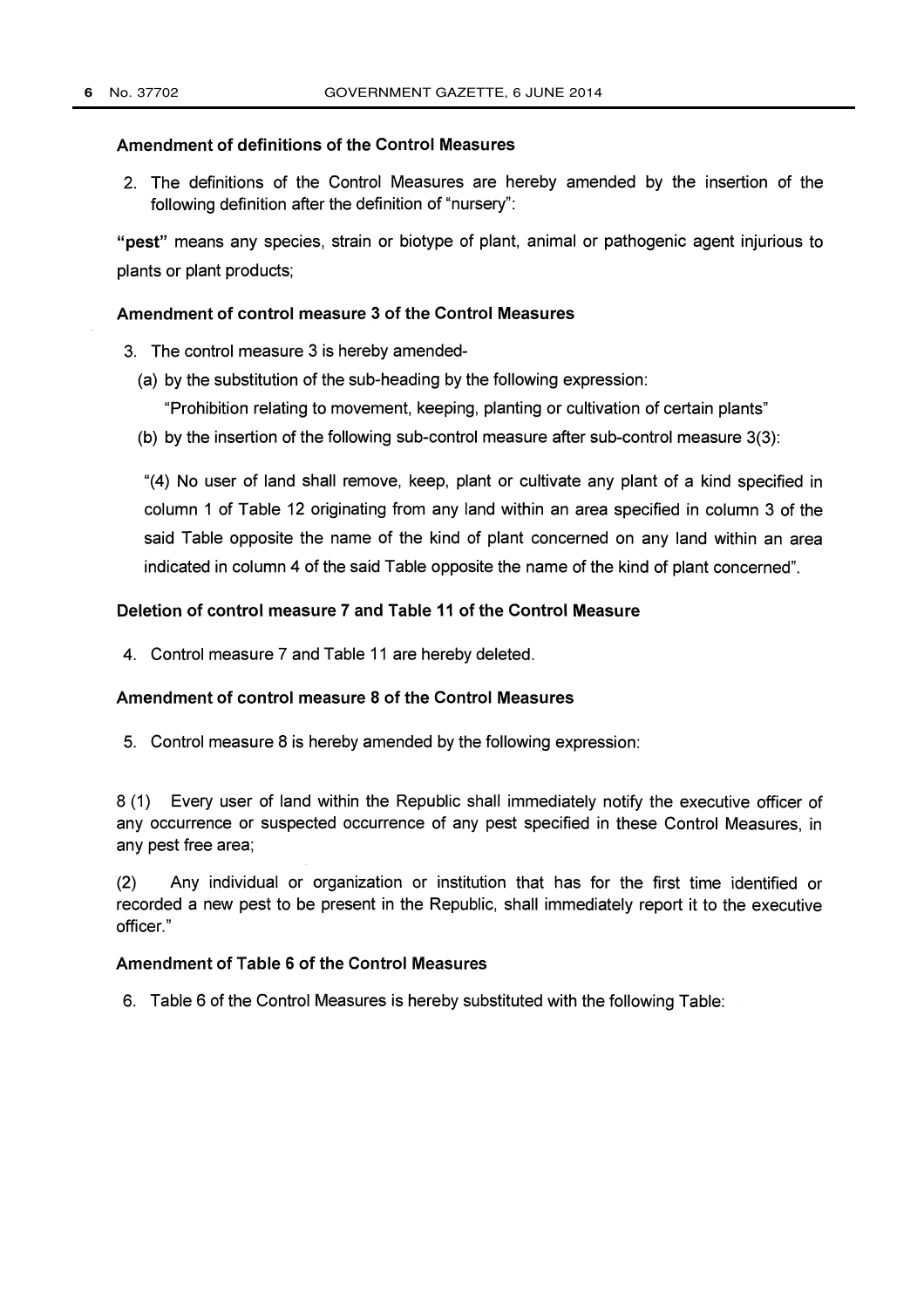### Amendment of definitions of the Control Measures

2. The definitions of the Control Measures are hereby amended by the insertion of the following definition after the definition of "nursery":

**"pest"** means any species, strain or biotype of plant, animal or pathogenic agent injurious to plants or plant products;

### Amendment of control measure 3 of the Control Measures

3. The control measure 3 is hereby amended-
   (a) by the substitution of the sub-heading by the following expression:
   "Prohibition relating to movement, keeping, planting or cultivation of certain plants"
   (b) by the insertion of the following sub-control measure after sub-control measure 3(3):

   "(4) No user of land shall remove, keep, plant or cultivate any plant of a kind specified in column 1 of Table 12 originating from any land within an area specified in column 3 of the said Table opposite the name of the kind of plant concerned on any land within an area indicated in column 4 of the said Table opposite the name of the kind of plant concerned".

### Deletion of control measure 7 and Table 11 of the Control Measure

4. Control measure 7 and Table 11 are hereby deleted.

### Amendment of control measure 8 of the Control Measures

5. Control measure 8 is hereby amended by the following expression:

8 (1) Every user of land within the Republic shall immediately notify the executive officer of any occurrence or suspected occurrence of any pest specified in these Control Measures, in any pest free area;

(2) Any individual or organization or institution that has for the first time identified or recorded a new pest to be present in the Republic, shall immediately report it to the executive officer."

### Amendment of Table 6 of the Control Measures

6. Table 6 of the Control Measures is hereby substituted with the following Table: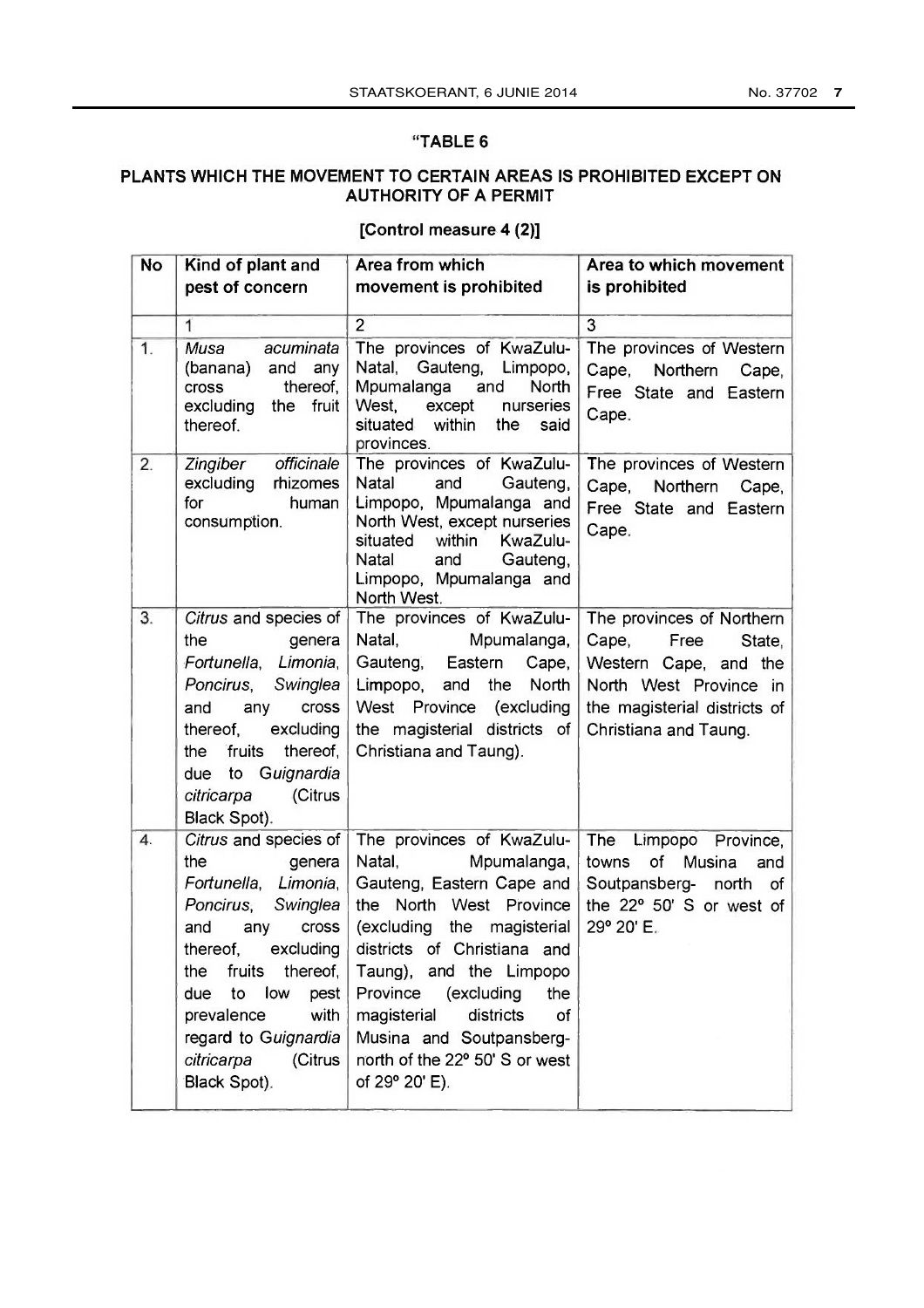"TABLE 6

## PLANTS WHICH THE MOVEMENT TO CERTAIN AREAS IS PROHIBITED EXCEPT ON AUTHORITY OF A PERMIT

**[Control measure 4 (2)]**

| No | Kind of plant and pest of concern | Area from which movement is prohibited | Area to which movement is prohibited |
|---|---|---|---|
| | 1 | 2 | 3 |
| 1. | *Musa acuminata* (banana) and any cross thereof, excluding the fruit thereof. | The provinces of KwaZulu-Natal, Gauteng, Limpopo, Mpumalanga and North West, except nurseries situated within the said provinces. | The provinces of Western Cape, Northern Cape, Free State and Eastern Cape. |
| 2. | *Zingiber officinale* excluding rhizomes for human consumption. | The provinces of KwaZulu-Natal and Gauteng, Limpopo, Mpumalanga and North West, except nurseries situated within KwaZulu-Natal and Gauteng, Limpopo, Mpumalanga and North West. | The provinces of Western Cape, Northern Cape, Free State and Eastern Cape. |
| 3. | *Citrus* and species of the genera *Fortunella*, *Limonia*, *Poncirus*, *Swinglea* and any cross thereof, excluding the fruits thereof, due to *Guignardia citricarpa* (Citrus Black Spot). | The provinces of KwaZulu-Natal, Mpumalanga, Gauteng, Eastern Cape, Limpopo, and the North West Province (excluding the magisterial districts of Christiana and Taung). | The provinces of Northern Cape, Free State, Western Cape, and the North West Province in the magisterial districts of Christiana and Taung. |
| 4. | *Citrus* and species of the genera *Fortunella*, *Limonia*, *Poncirus*, *Swinglea* and any cross thereof, excluding the fruits thereof, due to low pest prevalence with regard to *Guignardia citricarpa* (Citrus Black Spot). | The provinces of KwaZulu-Natal, Mpumalanga, Gauteng, Eastern Cape and the North West Province (excluding the magisterial districts of Christiana and Taung), and the Limpopo Province (excluding the magisterial districts of Musina and Soutpansberg-north of the 22º 50' S or west of 29º 20' E). | The Limpopo Province, towns of Musina and Soutpansberg- north of the 22º 50' S or west of 29º 20' E. |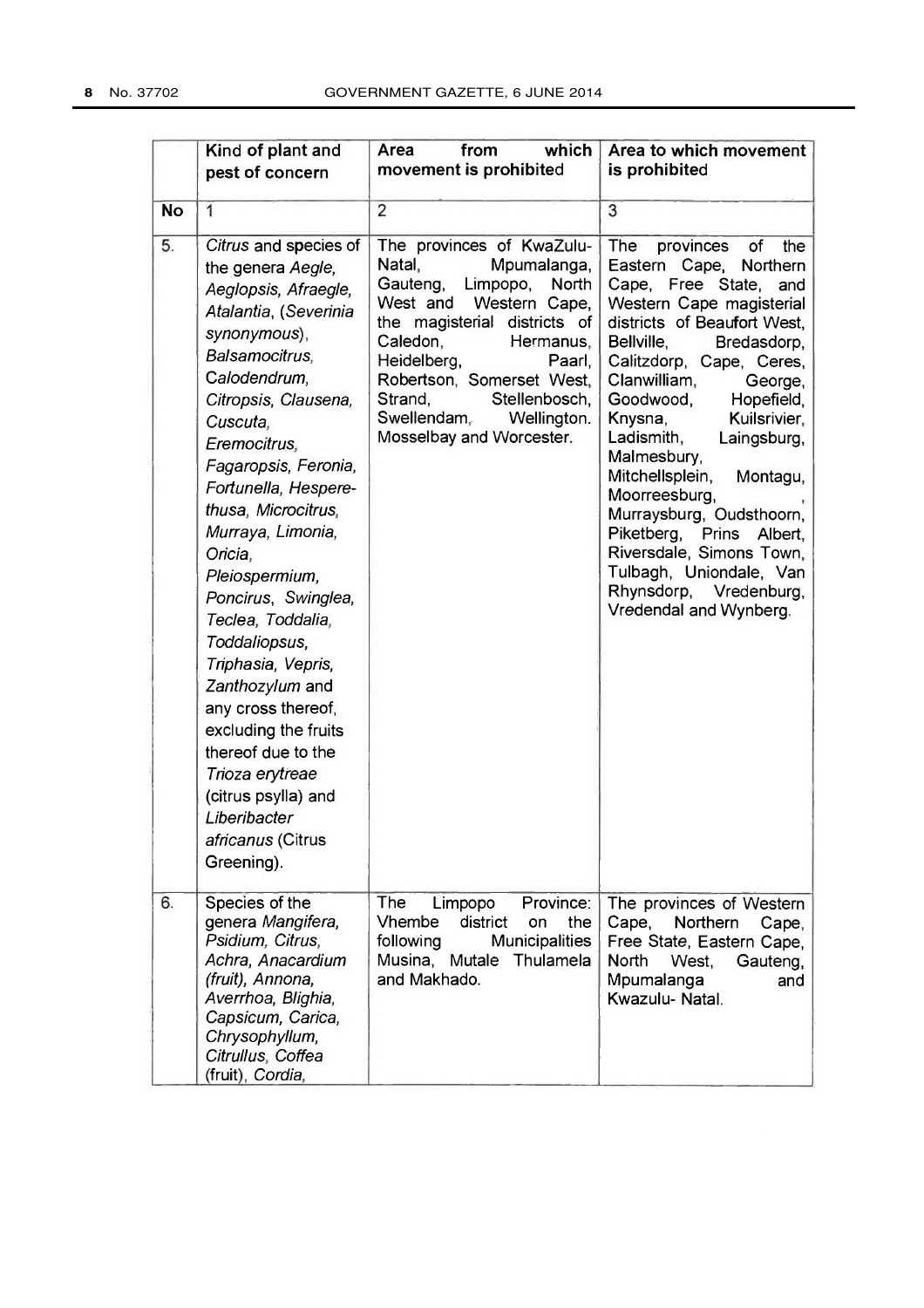|  | Kind of plant and pest of concern | Area from which movement is prohibited | Area to which movement is prohibited |
|---|---|---|---|
| **No** | 1 | 2 | 3 |
| 5. | *Citrus* and species of the genera *Aegle, Aeglopsis, Afraegle, Atalantia, (Severinia synonymous), Balsamocitrus, Calodendrum, Citropsis, Clausena, Cuscuta, Eremocitrus, Fagaropsis, Feronia, Fortunella, Hesperethusa, Microcitrus, Murraya, Limonia, Oricia, Pleiospermium, Poncirus, Swinglea, Teclea, Toddalia, Toddaliopsus, Triphasia, Vepris, Zanthozylum* and any cross thereof, excluding the fruits thereof due to the *Trioza erytreae* (citrus psylla) and *Liberibacter africanus* (Citrus Greening). | The provinces of KwaZulu-Natal, Mpumalanga, Gauteng, Limpopo, North West and Western Cape, the magisterial districts of Caledon, Hermanus, Heidelberg, Paarl, Robertson, Somerset West, Strand, Stellenbosch, Swellendam, Wellington. Mosselbay and Worcester. | The provinces of the Eastern Cape, Northern Cape, Free State, and Western Cape magisterial districts of Beaufort West, Bellville, Bredasdorp, Calitzdorp, Cape, Ceres, Clanwilliam, George, Goodwood, Hopefield, Knysna, Kuilsrivier, Ladismith, Laingsburg, Malmesbury, Mitchellsplein, Montagu, Moorreesburg, , Murraysburg, Oudsthoorn, Piketberg, Prins Albert, Riversdale, Simons Town, Tulbagh, Uniondale, Van Rhynsdorp, Vredenburg, Vredendal and Wynberg. |
| 6. | Species of the genera *Mangifera, Psidium, Citrus, Achra, Anacardium (fruit), Annona, Averrhoa, Blighia, Capsicum, Carica, Chrysophyllum, Citrullus, Coffea* (fruit), *Cordia,* | The Limpopo Province: Vhembe district on the following Municipalities Musina, Mutale Thulamela and Makhado. | The provinces of Western Cape, Northern Cape, Free State, Eastern Cape, North West, Gauteng, Mpumalanga and Kwazulu- Natal. |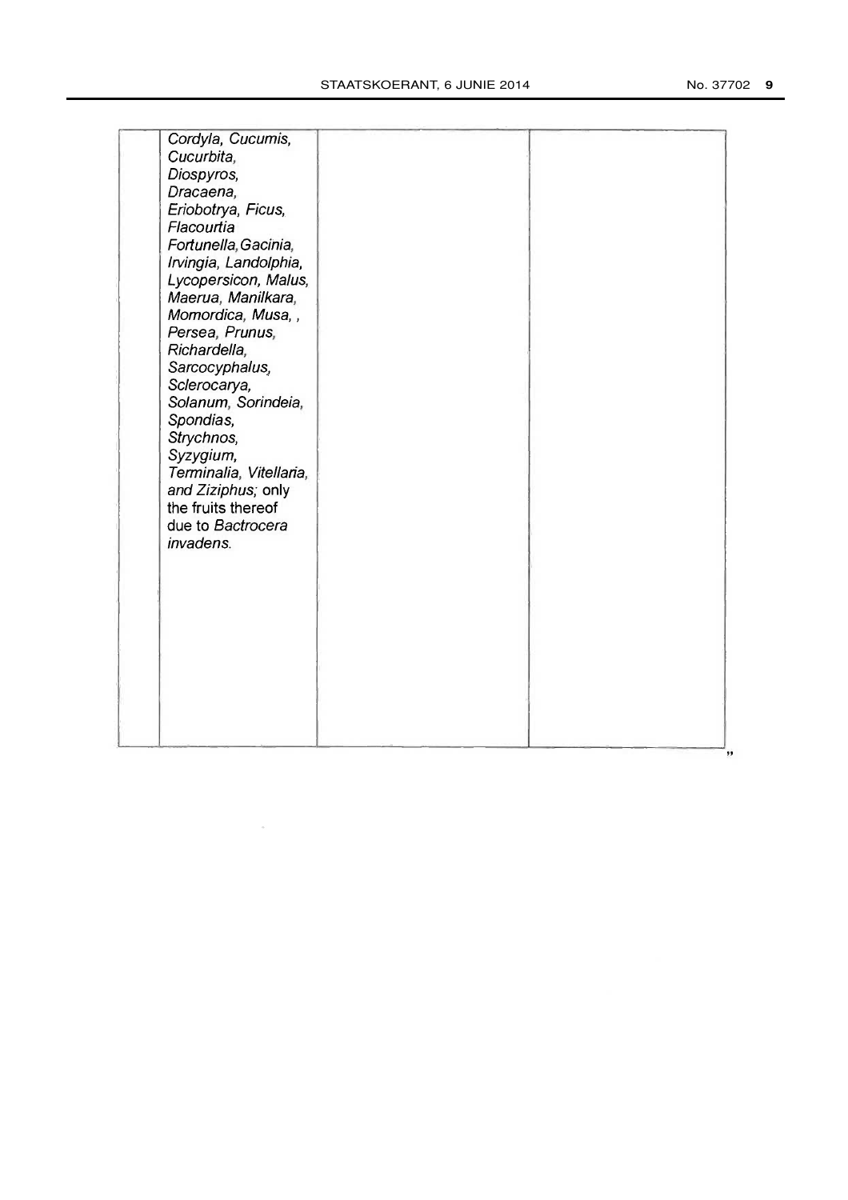| | | | |
|---|---|---|---|
| | *Cordyla, Cucumis, Cucurbita, Diospyros, Dracaena, Eriobotrya, Ficus, Flacourtia Fortunella,Gacinia, Irvingia, Landolphia, Lycopersicon, Malus, Maerua, Manilkara, Momordica, Musa, , Persea, Prunus, Richardella, Sarcocyphalus, Sclerocarya, Solanum, Sorindeia, Spondias, Strychnos, Syzygium, Terminalia, Vitellaria,* and *Ziziphus*; only the fruits thereof due to *Bactrocera invadens*. | | |

"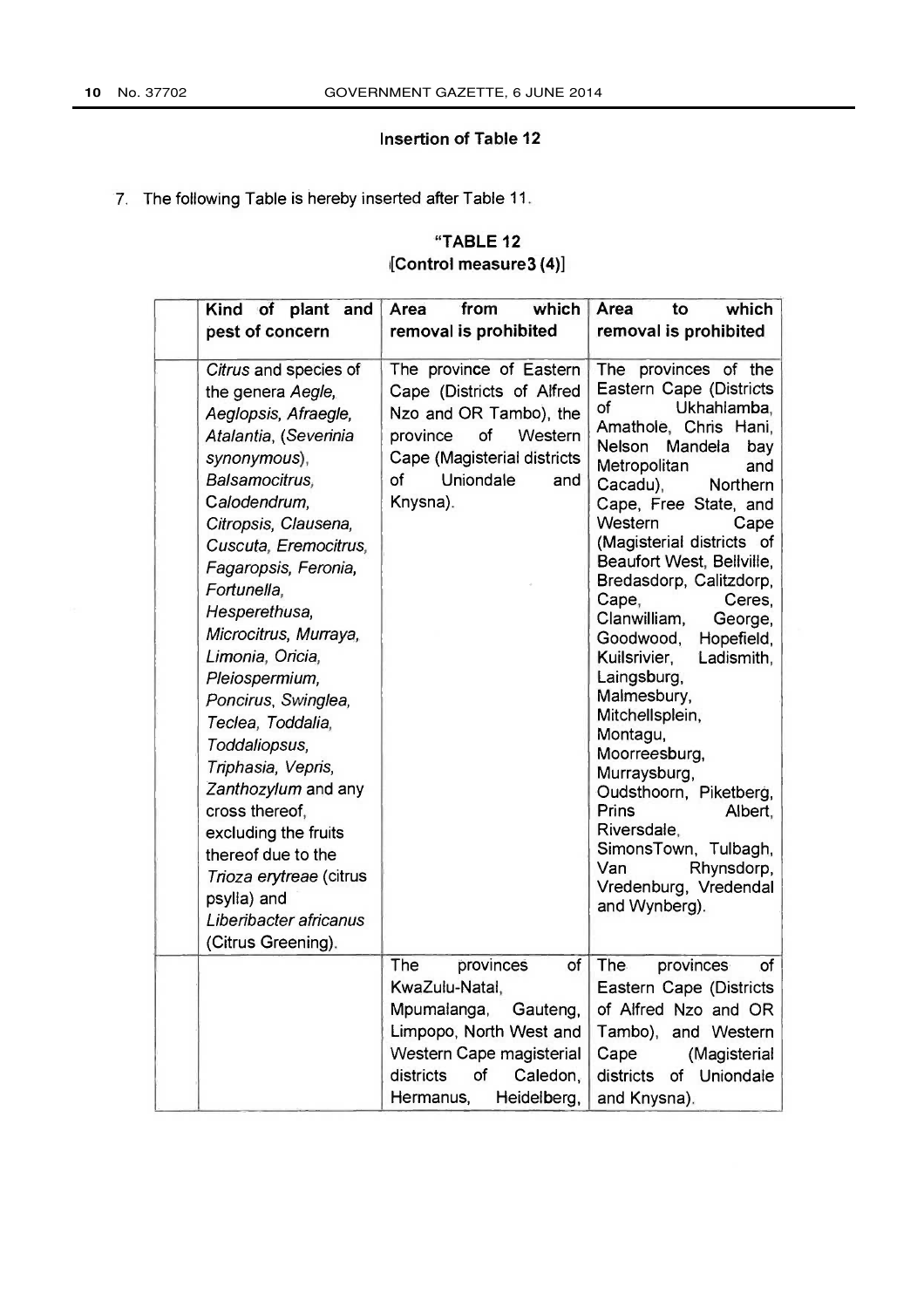### Insertion of Table 12

7. The following Table is hereby inserted after Table 11.

**"TABLE 12**
**[Control measure3 (4)]**

| | Kind of plant and pest of concern | Area from which removal is prohibited | Area to which removal is prohibited |
|---|---|---|---|
| | *Citrus* and species of the genera *Aegle, Aeglopsis, Afraegle, Atalantia*, (*Severinia synonymous*), *Balsamocitrus, Calodendrum, Citropsis, Clausena, Cuscuta, Eremocitrus, Fagaropsis, Feronia, Fortunella, Hesperethusa, Microcitrus, Murraya, Limonia, Oricia, Pleiospermium, Poncirus, Swinglea, Teclea, Toddalia, Toddaliopsus, Triphasia, Vepris, Zanthozylum* and any cross thereof, excluding the fruits thereof due to the *Trioza erytreae* (citrus psylla) and *Liberibacter africanus* (Citrus Greening). | The province of Eastern Cape (Districts of Alfred Nzo and OR Tambo), the province of Western Cape (Magisterial districts of Uniondale and Knysna). | The provinces of the Eastern Cape (Districts of Ukhahlamba, Amathole, Chris Hani, Nelson Mandela bay Metropolitan and Cacadu), Northern Cape, Free State, and Western Cape (Magisterial districts of Beaufort West, Bellville, Bredasdorp, Calitzdorp, Cape, Ceres, Clanwilliam, George, Goodwood, Hopefield, Kuilsrivier, Ladismith, Laingsburg, Malmesbury, Mitchellsplein, Montagu, Moorreesburg, Murraysburg, Oudsthoorn, Piketberg, Prins Albert, Riversdale, SimonsTown, Tulbagh, Van Rhynsdorp, Vredenburg, Vredendal and Wynberg). |
| | | The provinces of KwaZulu-Natal, Mpumalanga, Gauteng, Limpopo, North West and Western Cape magisterial districts of Caledon, Hermanus, Heidelberg, | The provinces of Eastern Cape (Districts of Alfred Nzo and OR Tambo), and Western Cape (Magisterial districts of Uniondale and Knysna). |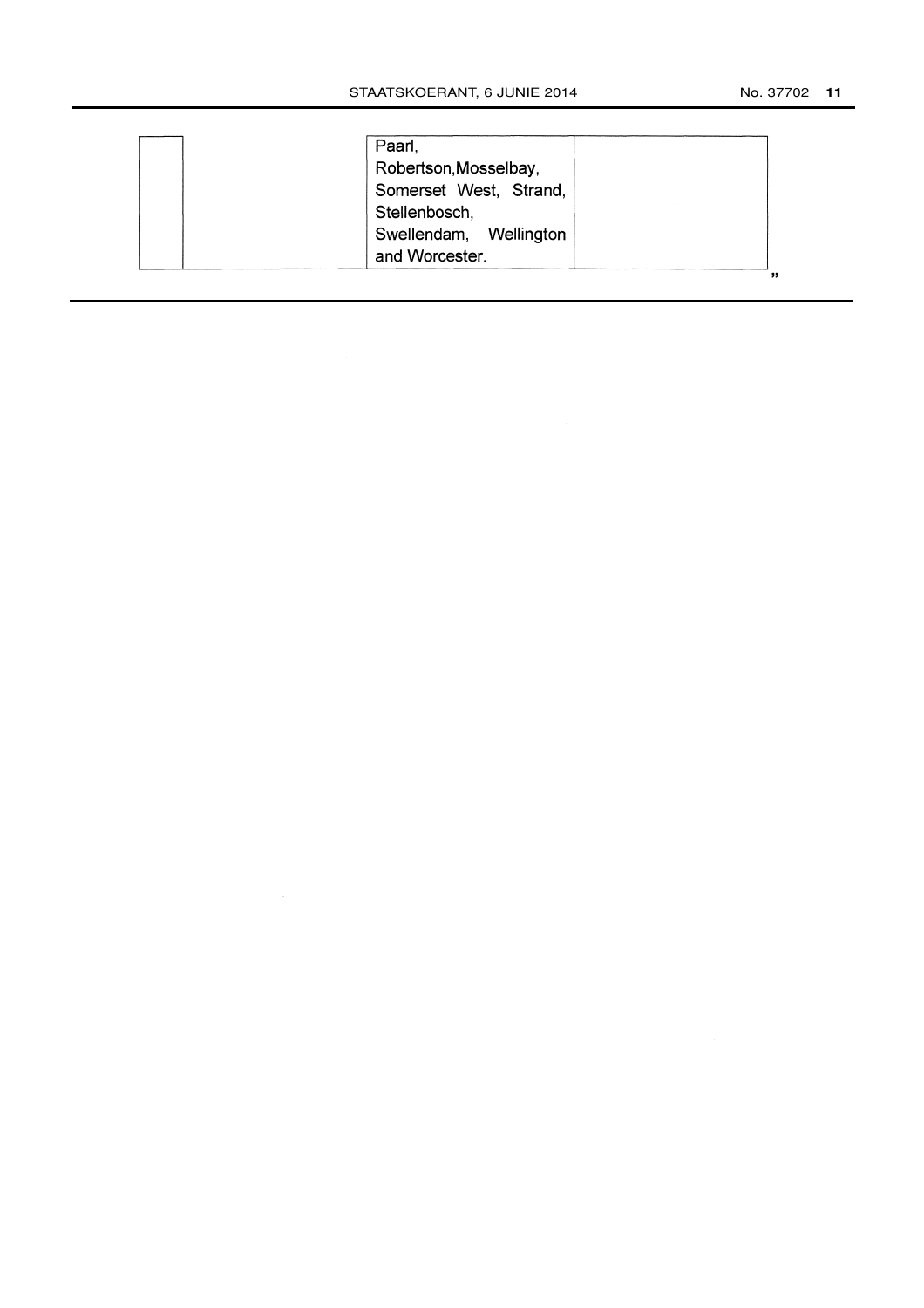| | | | |
|---|---|---|---|
| | | Paarl, Robertson,Mosselbay, Somerset West, Strand, Stellenbosch, Swellendam, Wellington and Worcester. | |

"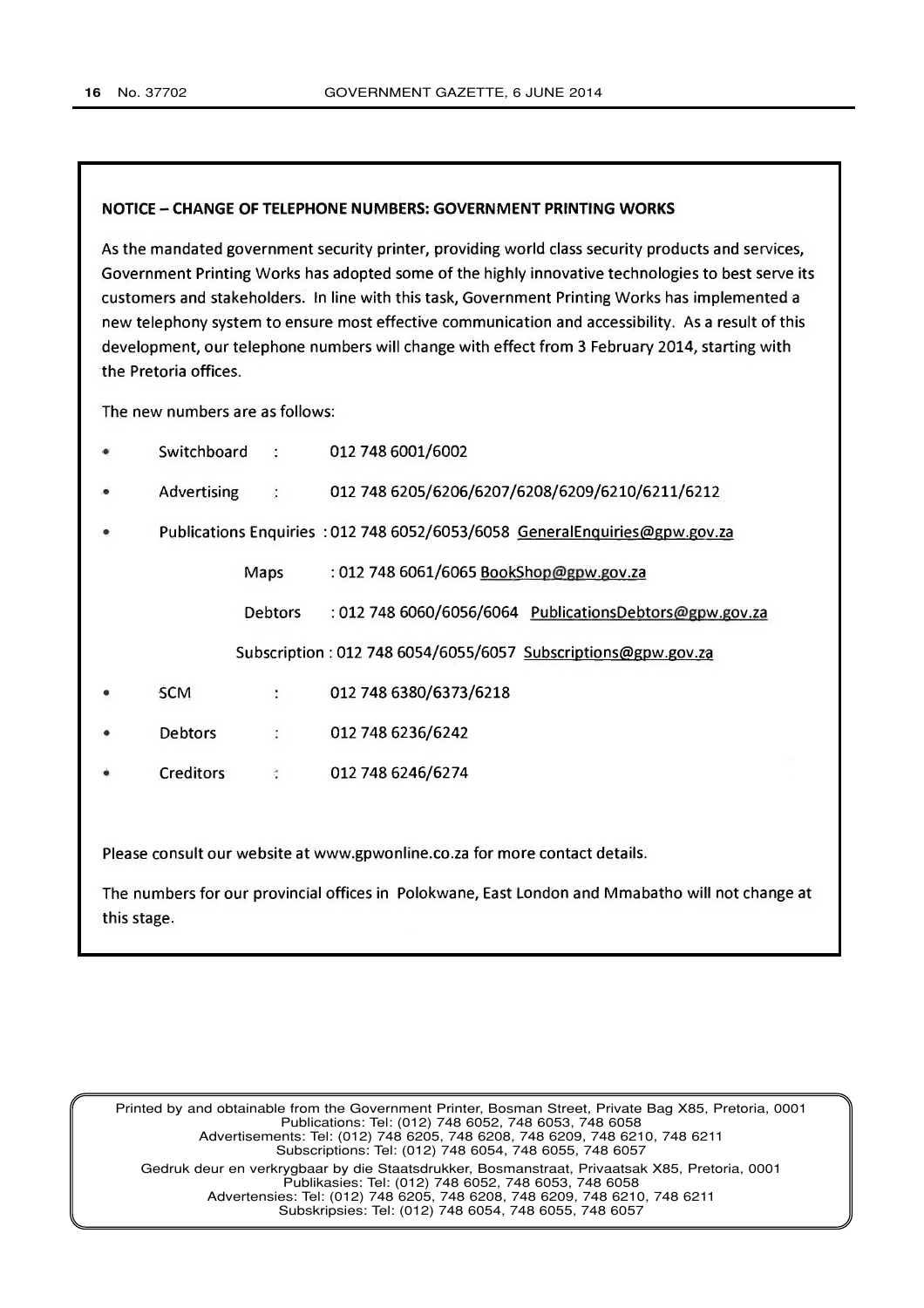## NOTICE – CHANGE OF TELEPHONE NUMBERS: GOVERNMENT PRINTING WORKS

As the mandated government security printer, providing world class security products and services, Government Printing Works has adopted some of the highly innovative technologies to best serve its customers and stakeholders. In line with this task, Government Printing Works has implemented a new telephony system to ensure most effective communication and accessibility. As a result of this development, our telephone numbers will change with effect from 3 February 2014, starting with the Pretoria offices.

The new numbers are as follows:

- Switchboard : 012 748 6001/6002
- Advertising : 012 748 6205/6206/6207/6208/6209/6210/6211/6212
- Publications Enquiries : 012 748 6052/6053/6058 GeneralEnquiries@gpw.gov.za
  - Maps : 012 748 6061/6065 BookShop@gpw.gov.za
  - Debtors : 012 748 6060/6056/6064 PublicationsDebtors@gpw.gov.za
  - Subscription : 012 748 6054/6055/6057 Subscriptions@gpw.gov.za
- SCM : 012 748 6380/6373/6218
- Debtors : 012 748 6236/6242
- Creditors : 012 748 6246/6274

Please consult our website at www.gpwonline.co.za for more contact details.

The numbers for our provincial offices in Polokwane, East London and Mmabatho will not change at this stage.

Printed by and obtainable from the Government Printer, Bosman Street, Private Bag X85, Pretoria, 0001
Publications: Tel: (012) 748 6052, 748 6053, 748 6058
Advertisements: Tel: (012) 748 6205, 748 6208, 748 6209, 748 6210, 748 6211
Subscriptions: Tel: (012) 748 6054, 748 6055, 748 6057

Gedruk deur en verkrygbaar by die Staatsdrukker, Bosmanstraat, Privaatsak X85, Pretoria, 0001
Publikasies: Tel: (012) 748 6052, 748 6053, 748 6058
Advertensies: Tel: (012) 748 6205, 748 6208, 748 6209, 748 6210, 748 6211
Subskripsies: Tel: (012) 748 6054, 748 6055, 748 6057